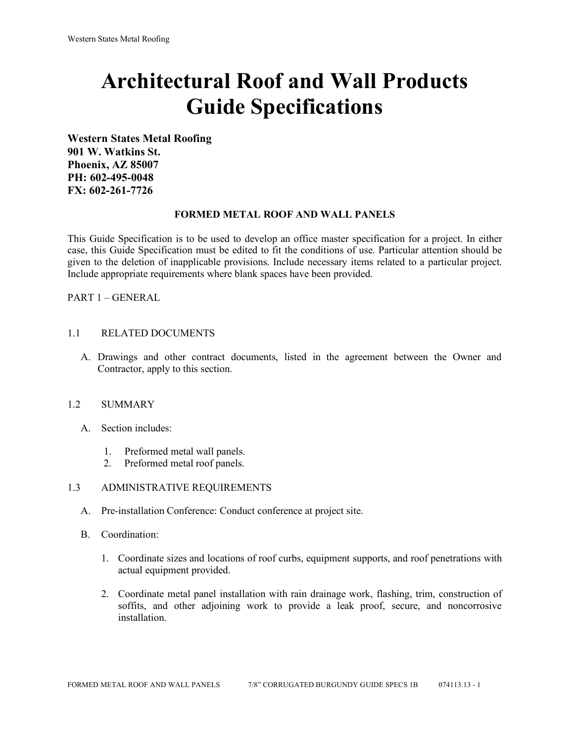# Architectural Roof and Wall Products Guide Specifications

**Western States Metal Roofing**
**901 W. Watkins St.**
**Phoenix, AZ 85007**
**PH: 602-495-0048**
**FX: 602-261-7726**

## FORMED METAL ROOF AND WALL PANELS

This Guide Specification is to be used to develop an office master specification for a project. In either case, this Guide Specification must be edited to fit the conditions of use. Particular attention should be given to the deletion of inapplicable provisions. Include necessary items related to a particular project. Include appropriate requirements where blank spaces have been provided.

PART 1 – GENERAL

1.1 RELATED DOCUMENTS

A. Drawings and other contract documents, listed in the agreement between the Owner and Contractor, apply to this section.

1.2 SUMMARY

A. Section includes:

1. Preformed metal wall panels.
2. Preformed metal roof panels.

1.3 ADMINISTRATIVE REQUIREMENTS

A. Pre-installation Conference: Conduct conference at project site.

B. Coordination:

1. Coordinate sizes and locations of roof curbs, equipment supports, and roof penetrations with actual equipment provided.

2. Coordinate metal panel installation with rain drainage work, flashing, trim, construction of soffits, and other adjoining work to provide a leak proof, secure, and noncorrosive installation.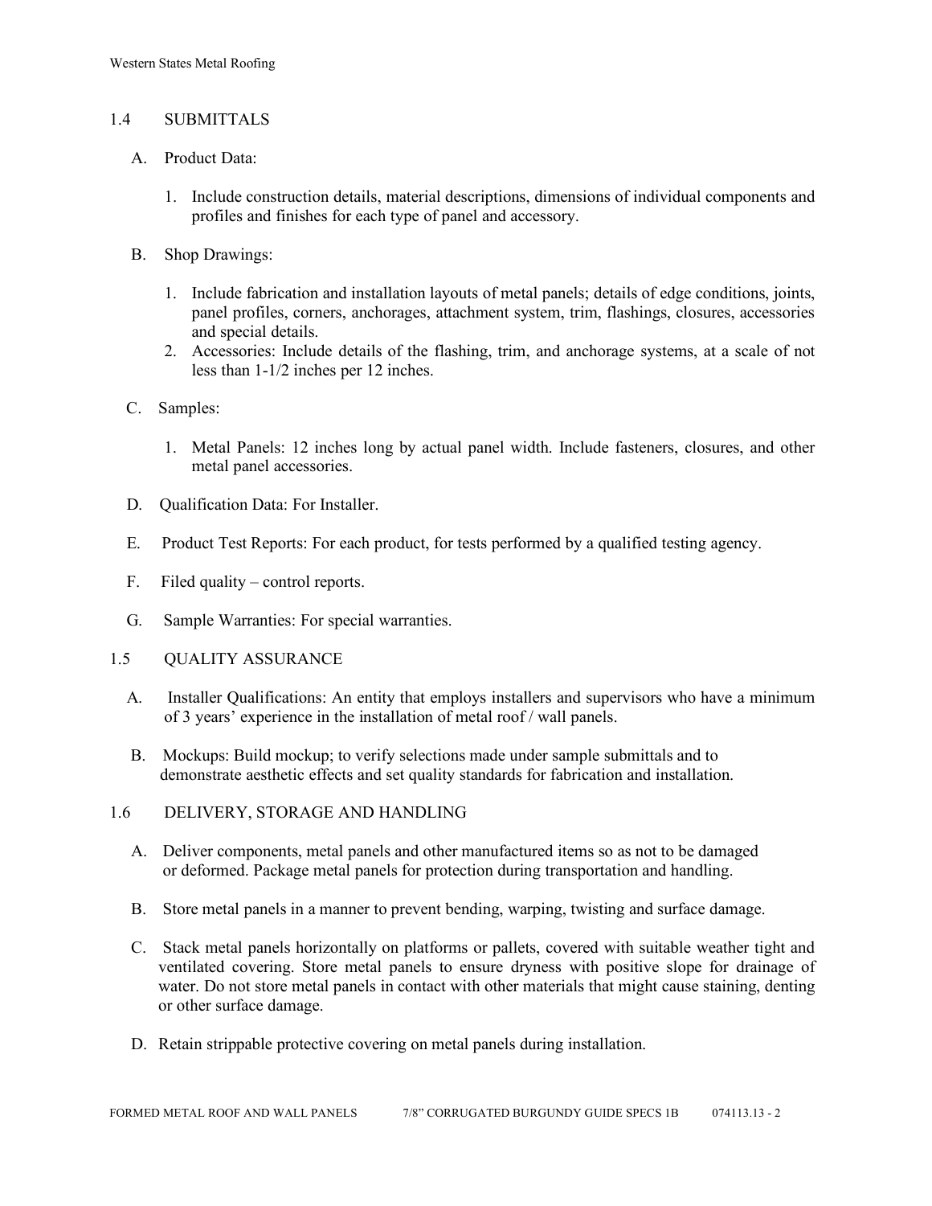## 1.4 SUBMITTALS

A. Product Data:

1. Include construction details, material descriptions, dimensions of individual components and profiles and finishes for each type of panel and accessory.

B. Shop Drawings:

1. Include fabrication and installation layouts of metal panels; details of edge conditions, joints, panel profiles, corners, anchorages, attachment system, trim, flashings, closures, accessories and special details.
2. Accessories: Include details of the flashing, trim, and anchorage systems, at a scale of not less than 1-1/2 inches per 12 inches.

C. Samples:

1. Metal Panels: 12 inches long by actual panel width. Include fasteners, closures, and other metal panel accessories.

D. Qualification Data: For Installer.

E. Product Test Reports: For each product, for tests performed by a qualified testing agency.

F. Filed quality – control reports.

G. Sample Warranties: For special warranties.

## 1.5 QUALITY ASSURANCE

A. Installer Qualifications: An entity that employs installers and supervisors who have a minimum of 3 years' experience in the installation of metal roof / wall panels.

B. Mockups: Build mockup; to verify selections made under sample submittals and to demonstrate aesthetic effects and set quality standards for fabrication and installation.

## 1.6 DELIVERY, STORAGE AND HANDLING

A. Deliver components, metal panels and other manufactured items so as not to be damaged or deformed. Package metal panels for protection during transportation and handling.

B. Store metal panels in a manner to prevent bending, warping, twisting and surface damage.

C. Stack metal panels horizontally on platforms or pallets, covered with suitable weather tight and ventilated covering. Store metal panels to ensure dryness with positive slope for drainage of water. Do not store metal panels in contact with other materials that might cause staining, denting or other surface damage.

D. Retain strippable protective covering on metal panels during installation.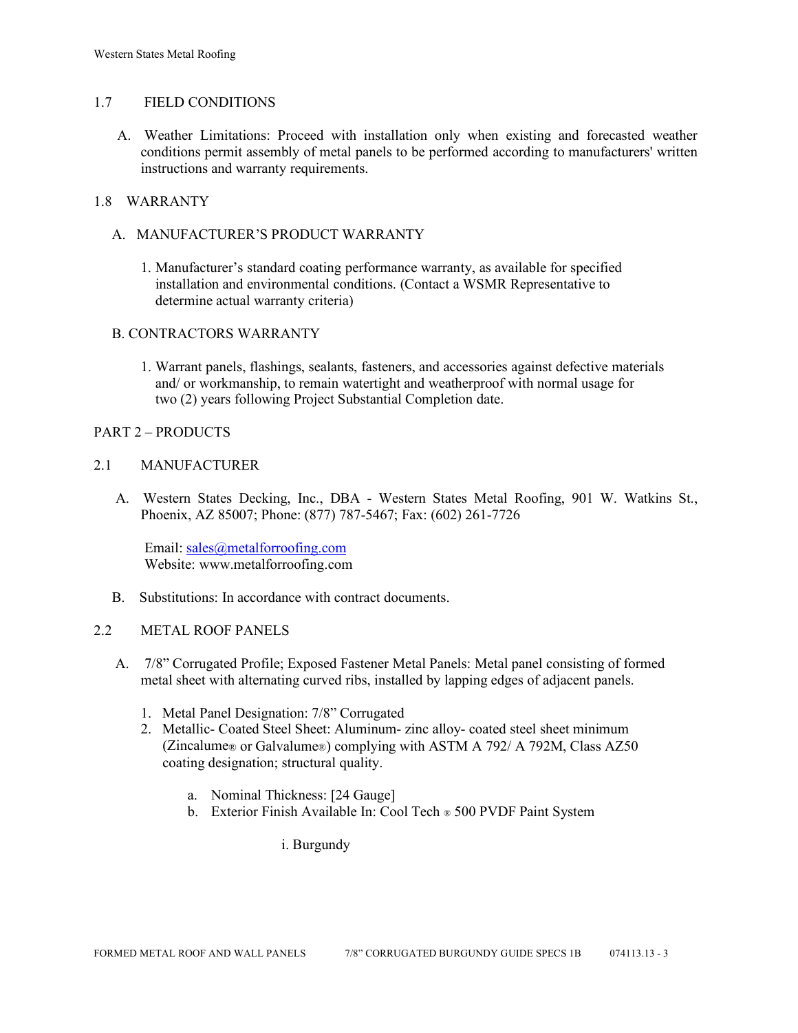## 1.7 FIELD CONDITIONS

A. Weather Limitations: Proceed with installation only when existing and forecasted weather conditions permit assembly of metal panels to be performed according to manufacturers' written instructions and warranty requirements.

## 1.8 WARRANTY

A. MANUFACTURER'S PRODUCT WARRANTY

1. Manufacturer's standard coating performance warranty, as available for specified installation and environmental conditions. (Contact a WSMR Representative to determine actual warranty criteria)

B. CONTRACTORS WARRANTY

1. Warrant panels, flashings, sealants, fasteners, and accessories against defective materials and/ or workmanship, to remain watertight and weatherproof with normal usage for two (2) years following Project Substantial Completion date.

# PART 2 – PRODUCTS

## 2.1 MANUFACTURER

A. Western States Decking, Inc., DBA - Western States Metal Roofing, 901 W. Watkins St., Phoenix, AZ 85007; Phone: (877) 787-5467; Fax: (602) 261-7726

Email: sales@metalforroofing.com
Website: www.metalforroofing.com

B. Substitutions: In accordance with contract documents.

## 2.2 METAL ROOF PANELS

A. 7/8" Corrugated Profile; Exposed Fastener Metal Panels: Metal panel consisting of formed metal sheet with alternating curved ribs, installed by lapping edges of adjacent panels.

1. Metal Panel Designation: 7/8" Corrugated
2. Metallic- Coated Steel Sheet: Aluminum- zinc alloy- coated steel sheet minimum (Zincalume® or Galvalume®) complying with ASTM A 792/ A 792M, Class AZ50 coating designation; structural quality.

   a. Nominal Thickness: [24 Gauge]
   b. Exterior Finish Available In: Cool Tech ® 500 PVDF Paint System

      i. Burgundy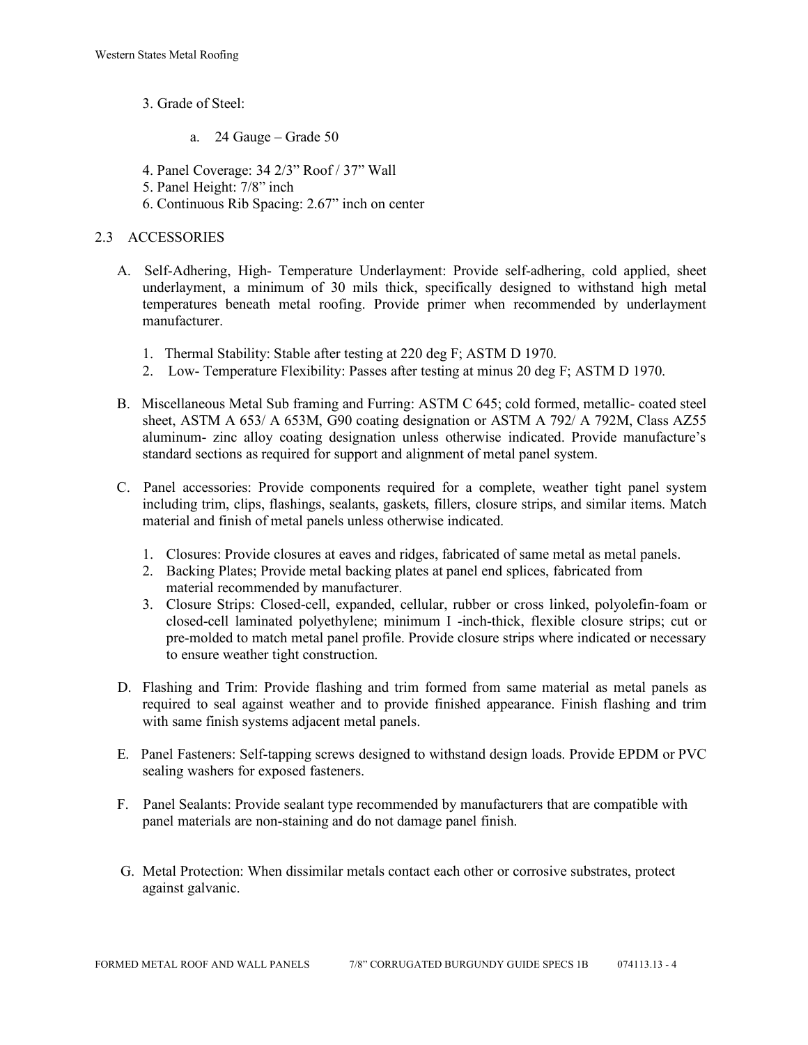3. Grade of Steel:

    a. 24 Gauge – Grade 50

4. Panel Coverage: 34 2/3" Roof / 37" Wall
5. Panel Height: 7/8" inch
6. Continuous Rib Spacing: 2.67" inch on center

## 2.3 ACCESSORIES

A. Self-Adhering, High- Temperature Underlayment: Provide self-adhering, cold applied, sheet underlayment, a minimum of 30 mils thick, specifically designed to withstand high metal temperatures beneath metal roofing. Provide primer when recommended by underlayment manufacturer.

    1. Thermal Stability: Stable after testing at 220 deg F; ASTM D 1970.
    2. Low- Temperature Flexibility: Passes after testing at minus 20 deg F; ASTM D 1970.

B. Miscellaneous Metal Sub framing and Furring: ASTM C 645; cold formed, metallic- coated steel sheet, ASTM A 653/ A 653M, G90 coating designation or ASTM A 792/ A 792M, Class AZ55 aluminum- zinc alloy coating designation unless otherwise indicated. Provide manufacture's standard sections as required for support and alignment of metal panel system.

C. Panel accessories: Provide components required for a complete, weather tight panel system including trim, clips, flashings, sealants, gaskets, fillers, closure strips, and similar items. Match material and finish of metal panels unless otherwise indicated.

    1. Closures: Provide closures at eaves and ridges, fabricated of same metal as metal panels.
    2. Backing Plates; Provide metal backing plates at panel end splices, fabricated from material recommended by manufacturer.
    3. Closure Strips: Closed-cell, expanded, cellular, rubber or cross linked, polyolefin-foam or closed-cell laminated polyethylene; minimum I -inch-thick, flexible closure strips; cut or pre-molded to match metal panel profile. Provide closure strips where indicated or necessary to ensure weather tight construction.

D. Flashing and Trim: Provide flashing and trim formed from same material as metal panels as required to seal against weather and to provide finished appearance. Finish flashing and trim with same finish systems adjacent metal panels.

E. Panel Fasteners: Self-tapping screws designed to withstand design loads. Provide EPDM or PVC sealing washers for exposed fasteners.

F. Panel Sealants: Provide sealant type recommended by manufacturers that are compatible with panel materials are non-staining and do not damage panel finish.

G. Metal Protection: When dissimilar metals contact each other or corrosive substrates, protect against galvanic.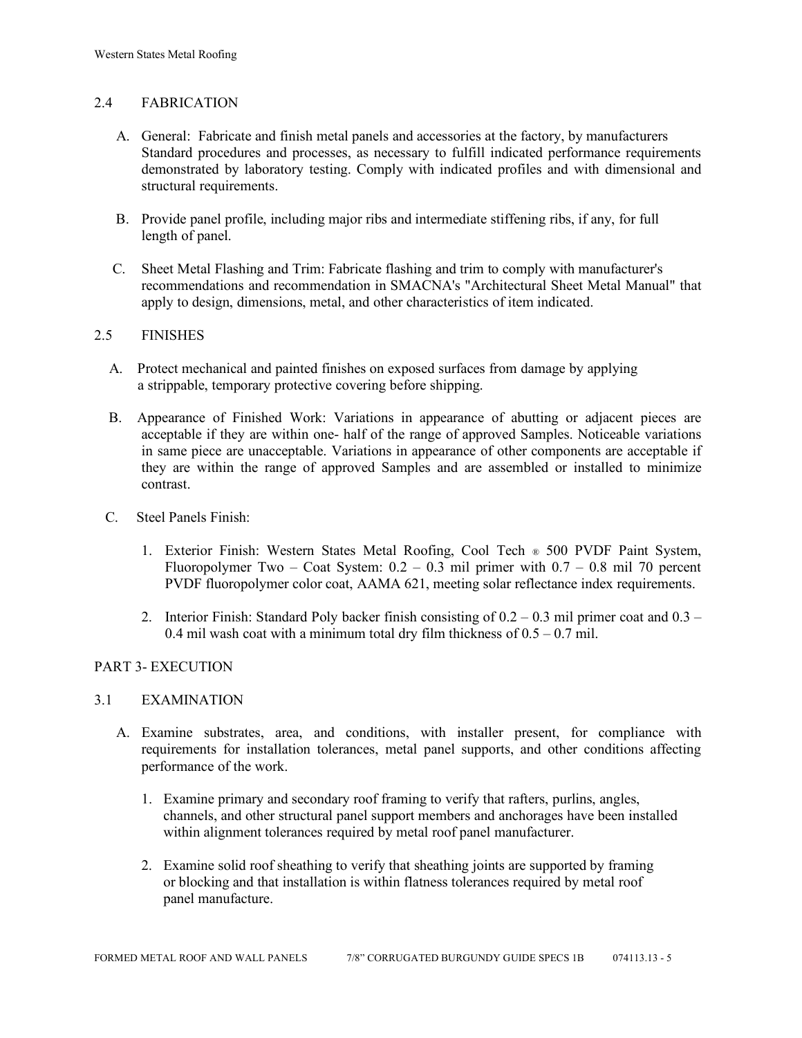## 2.4 FABRICATION

A. General: Fabricate and finish metal panels and accessories at the factory, by manufacturers Standard procedures and processes, as necessary to fulfill indicated performance requirements demonstrated by laboratory testing. Comply with indicated profiles and with dimensional and structural requirements.

B. Provide panel profile, including major ribs and intermediate stiffening ribs, if any, for full length of panel.

C. Sheet Metal Flashing and Trim: Fabricate flashing and trim to comply with manufacturer's recommendations and recommendation in SMACNA's "Architectural Sheet Metal Manual" that apply to design, dimensions, metal, and other characteristics of item indicated.

## 2.5 FINISHES

A. Protect mechanical and painted finishes on exposed surfaces from damage by applying a strippable, temporary protective covering before shipping.

B. Appearance of Finished Work: Variations in appearance of abutting or adjacent pieces are acceptable if they are within one- half of the range of approved Samples. Noticeable variations in same piece are unacceptable. Variations in appearance of other components are acceptable if they are within the range of approved Samples and are assembled or installed to minimize contrast.

C. Steel Panels Finish:

1. Exterior Finish: Western States Metal Roofing, Cool Tech ® 500 PVDF Paint System, Fluoropolymer Two – Coat System: 0.2 – 0.3 mil primer with 0.7 – 0.8 mil 70 percent PVDF fluoropolymer color coat, AAMA 621, meeting solar reflectance index requirements.

2. Interior Finish: Standard Poly backer finish consisting of 0.2 – 0.3 mil primer coat and 0.3 – 0.4 mil wash coat with a minimum total dry film thickness of 0.5 – 0.7 mil.

# PART 3- EXECUTION

## 3.1 EXAMINATION

A. Examine substrates, area, and conditions, with installer present, for compliance with requirements for installation tolerances, metal panel supports, and other conditions affecting performance of the work.

1. Examine primary and secondary roof framing to verify that rafters, purlins, angles, channels, and other structural panel support members and anchorages have been installed within alignment tolerances required by metal roof panel manufacturer.

2. Examine solid roof sheathing to verify that sheathing joints are supported by framing or blocking and that installation is within flatness tolerances required by metal roof panel manufacture.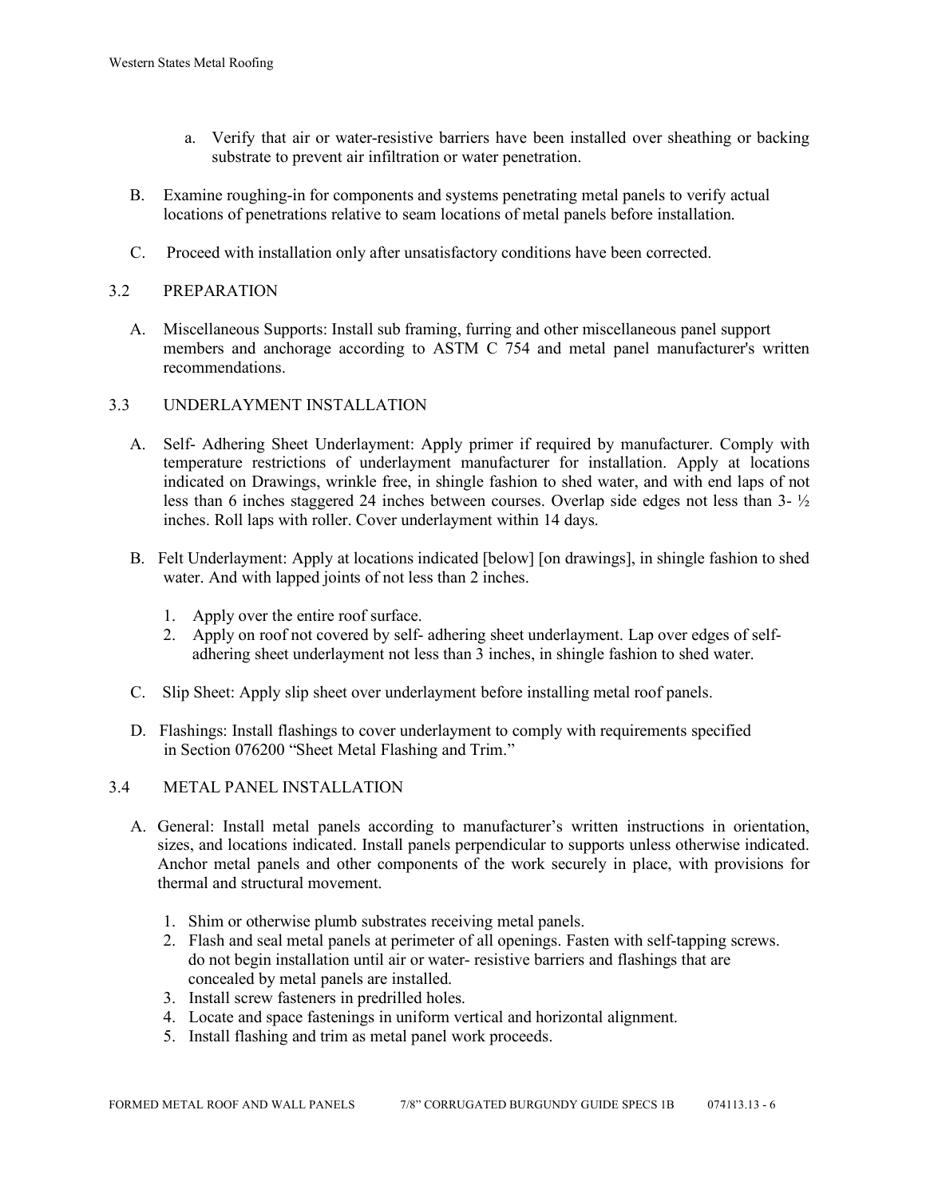a. Verify that air or water-resistive barriers have been installed over sheathing or backing substrate to prevent air infiltration or water penetration.

B. Examine roughing-in for components and systems penetrating metal panels to verify actual locations of penetrations relative to seam locations of metal panels before installation.

C. Proceed with installation only after unsatisfactory conditions have been corrected.

### 3.2 PREPARATION

A. Miscellaneous Supports: Install sub framing, furring and other miscellaneous panel support members and anchorage according to ASTM C 754 and metal panel manufacturer's written recommendations.

### 3.3 UNDERLAYMENT INSTALLATION

A. Self- Adhering Sheet Underlayment: Apply primer if required by manufacturer. Comply with temperature restrictions of underlayment manufacturer for installation. Apply at locations indicated on Drawings, wrinkle free, in shingle fashion to shed water, and with end laps of not less than 6 inches staggered 24 inches between courses. Overlap side edges not less than 3- ½ inches. Roll laps with roller. Cover underlayment within 14 days.

B. Felt Underlayment: Apply at locations indicated [below] [on drawings], in shingle fashion to shed water. And with lapped joints of not less than 2 inches.

1. Apply over the entire roof surface.
2. Apply on roof not covered by self- adhering sheet underlayment. Lap over edges of self-adhering sheet underlayment not less than 3 inches, in shingle fashion to shed water.

C. Slip Sheet: Apply slip sheet over underlayment before installing metal roof panels.

D. Flashings: Install flashings to cover underlayment to comply with requirements specified in Section 076200 "Sheet Metal Flashing and Trim."

### 3.4 METAL PANEL INSTALLATION

A. General: Install metal panels according to manufacturer's written instructions in orientation, sizes, and locations indicated. Install panels perpendicular to supports unless otherwise indicated. Anchor metal panels and other components of the work securely in place, with provisions for thermal and structural movement.

1. Shim or otherwise plumb substrates receiving metal panels.
2. Flash and seal metal panels at perimeter of all openings. Fasten with self-tapping screws. do not begin installation until air or water- resistive barriers and flashings that are concealed by metal panels are installed.
3. Install screw fasteners in predrilled holes.
4. Locate and space fastenings in uniform vertical and horizontal alignment.
5. Install flashing and trim as metal panel work proceeds.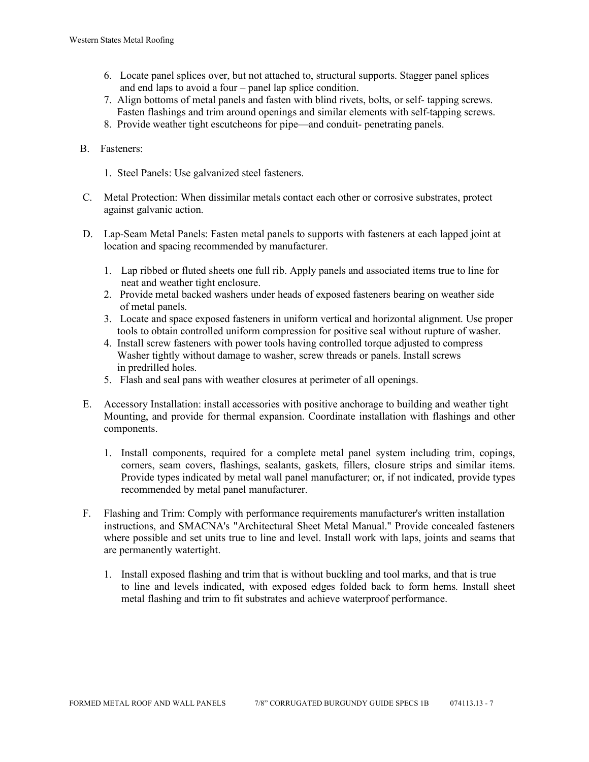6. Locate panel splices over, but not attached to, structural supports. Stagger panel splices and end laps to avoid a four – panel lap splice condition.
7. Align bottoms of metal panels and fasten with blind rivets, bolts, or self- tapping screws. Fasten flashings and trim around openings and similar elements with self-tapping screws.
8. Provide weather tight escutcheons for pipe—and conduit- penetrating panels.

B. Fasteners:

1. Steel Panels: Use galvanized steel fasteners.

C. Metal Protection: When dissimilar metals contact each other or corrosive substrates, protect against galvanic action.

D. Lap-Seam Metal Panels: Fasten metal panels to supports with fasteners at each lapped joint at location and spacing recommended by manufacturer.

1. Lap ribbed or fluted sheets one full rib. Apply panels and associated items true to line for neat and weather tight enclosure.
2. Provide metal backed washers under heads of exposed fasteners bearing on weather side of metal panels.
3. Locate and space exposed fasteners in uniform vertical and horizontal alignment. Use proper tools to obtain controlled uniform compression for positive seal without rupture of washer.
4. Install screw fasteners with power tools having controlled torque adjusted to compress Washer tightly without damage to washer, screw threads or panels. Install screws in predrilled holes.
5. Flash and seal pans with weather closures at perimeter of all openings.

E. Accessory Installation: install accessories with positive anchorage to building and weather tight Mounting, and provide for thermal expansion. Coordinate installation with flashings and other components.

1. Install components, required for a complete metal panel system including trim, copings, corners, seam covers, flashings, sealants, gaskets, fillers, closure strips and similar items. Provide types indicated by metal wall panel manufacturer; or, if not indicated, provide types recommended by metal panel manufacturer.

F. Flashing and Trim: Comply with performance requirements manufacturer's written installation instructions, and SMACNA's "Architectural Sheet Metal Manual." Provide concealed fasteners where possible and set units true to line and level. Install work with laps, joints and seams that are permanently watertight.

1. Install exposed flashing and trim that is without buckling and tool marks, and that is true to line and levels indicated, with exposed edges folded back to form hems. Install sheet metal flashing and trim to fit substrates and achieve waterproof performance.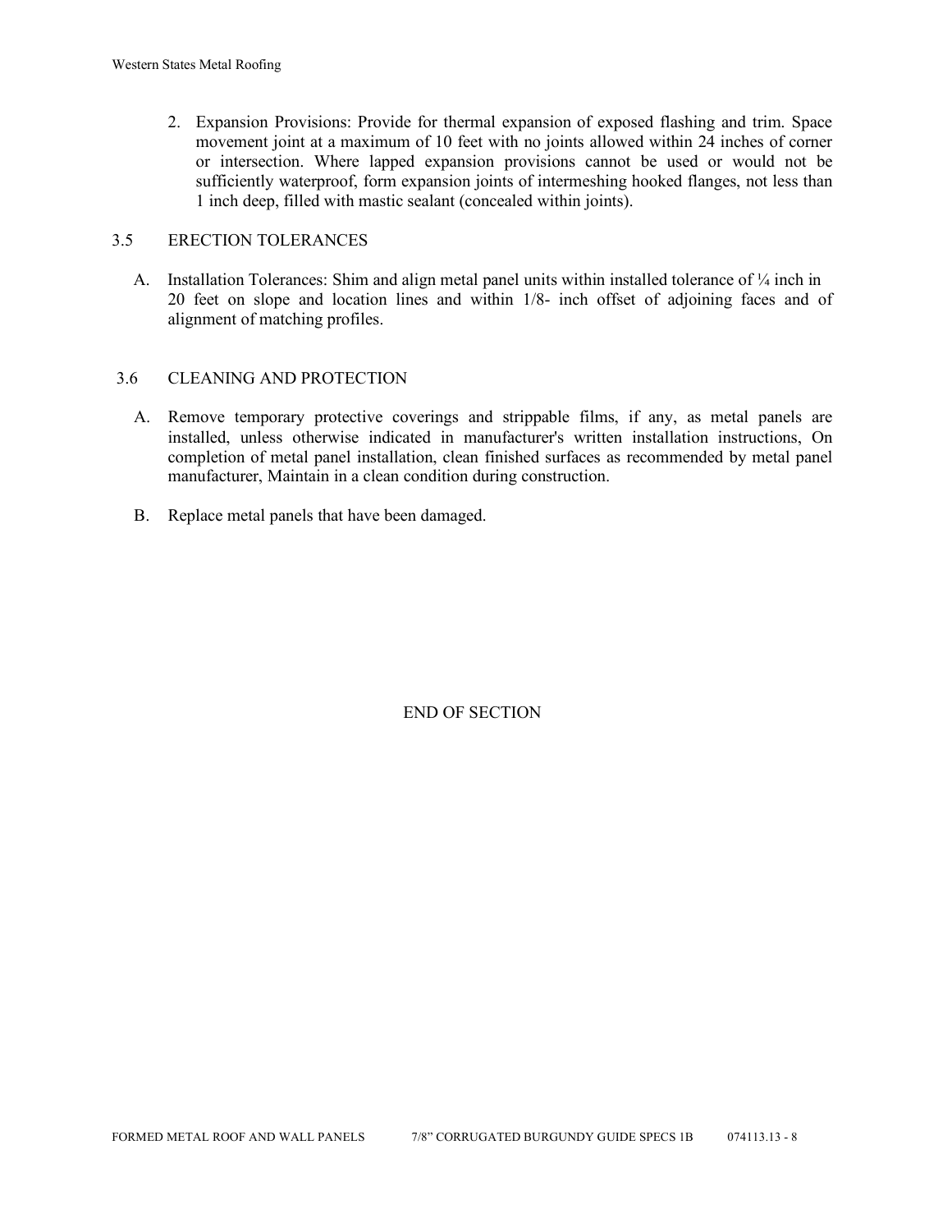2. Expansion Provisions: Provide for thermal expansion of exposed flashing and trim. Space movement joint at a maximum of 10 feet with no joints allowed within 24 inches of corner or intersection. Where lapped expansion provisions cannot be used or would not be sufficiently waterproof, form expansion joints of intermeshing hooked flanges, not less than 1 inch deep, filled with mastic sealant (concealed within joints).

## 3.5 ERECTION TOLERANCES

A. Installation Tolerances: Shim and align metal panel units within installed tolerance of ¼ inch in 20 feet on slope and location lines and within 1/8- inch offset of adjoining faces and of alignment of matching profiles.

## 3.6 CLEANING AND PROTECTION

A. Remove temporary protective coverings and strippable films, if any, as metal panels are installed, unless otherwise indicated in manufacturer's written installation instructions, On completion of metal panel installation, clean finished surfaces as recommended by metal panel manufacturer, Maintain in a clean condition during construction.

B. Replace metal panels that have been damaged.

END OF SECTION